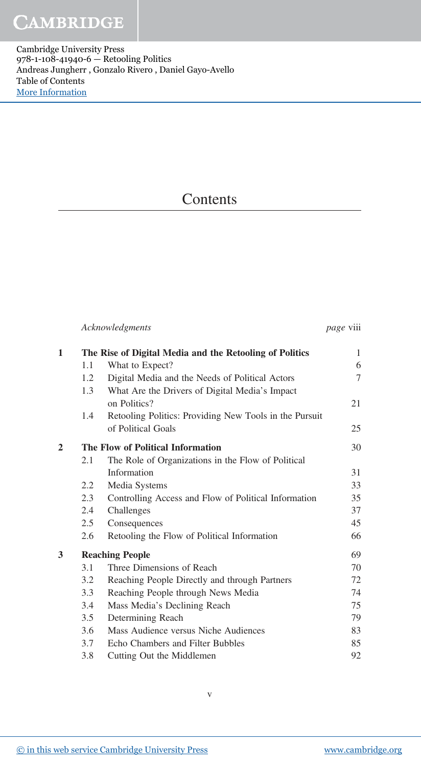# Contents

| | | | |
|---|---|---|---|
| | | *Acknowledgments* | *page* viii |
| **1** | | **The Rise of Digital Media and the Retooling of Politics** | 1 |
| | 1.1 | What to Expect? | 6 |
| | 1.2 | Digital Media and the Needs of Political Actors | 7 |
| | 1.3 | What Are the Drivers of Digital Media's Impact on Politics? | 21 |
| | 1.4 | Retooling Politics: Providing New Tools in the Pursuit of Political Goals | 25 |
| **2** | | **The Flow of Political Information** | 30 |
| | 2.1 | The Role of Organizations in the Flow of Political Information | 31 |
| | 2.2 | Media Systems | 33 |
| | 2.3 | Controlling Access and Flow of Political Information | 35 |
| | 2.4 | Challenges | 37 |
| | 2.5 | Consequences | 45 |
| | 2.6 | Retooling the Flow of Political Information | 66 |
| **3** | | **Reaching People** | 69 |
| | 3.1 | Three Dimensions of Reach | 70 |
| | 3.2 | Reaching People Directly and through Partners | 72 |
| | 3.3 | Reaching People through News Media | 74 |
| | 3.4 | Mass Media's Declining Reach | 75 |
| | 3.5 | Determining Reach | 79 |
| | 3.6 | Mass Audience versus Niche Audiences | 83 |
| | 3.7 | Echo Chambers and Filter Bubbles | 85 |
| | 3.8 | Cutting Out the Middlemen | 92 |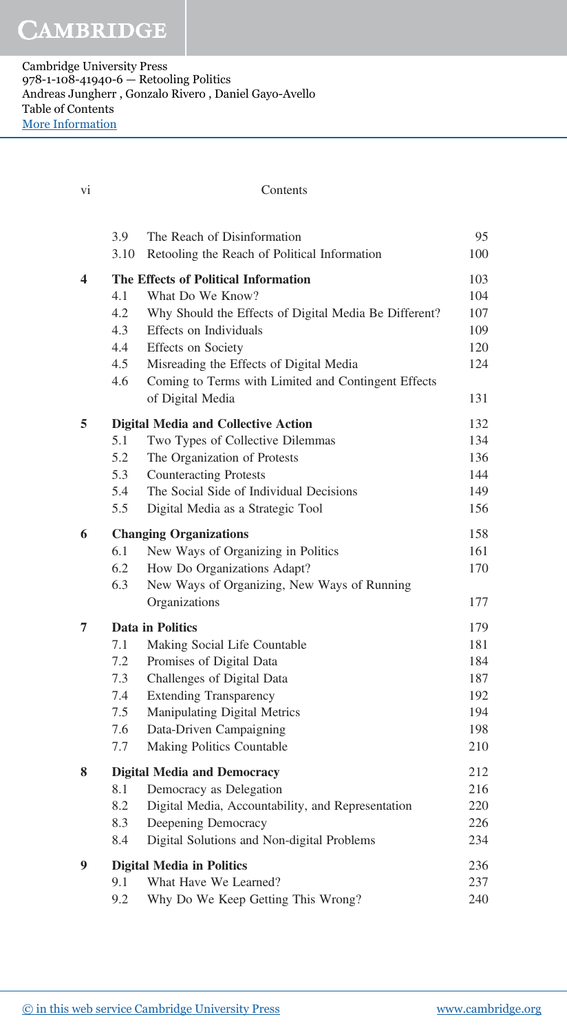| | | | |
|---|---|---|---|
| | 3.9 | The Reach of Disinformation | 95 |
| | 3.10 | Retooling the Reach of Political Information | 100 |
| **4** | | **The Effects of Political Information** | 103 |
| | 4.1 | What Do We Know? | 104 |
| | 4.2 | Why Should the Effects of Digital Media Be Different? | 107 |
| | 4.3 | Effects on Individuals | 109 |
| | 4.4 | Effects on Society | 120 |
| | 4.5 | Misreading the Effects of Digital Media | 124 |
| | 4.6 | Coming to Terms with Limited and Contingent Effects of Digital Media | 131 |
| **5** | | **Digital Media and Collective Action** | 132 |
| | 5.1 | Two Types of Collective Dilemmas | 134 |
| | 5.2 | The Organization of Protests | 136 |
| | 5.3 | Counteracting Protests | 144 |
| | 5.4 | The Social Side of Individual Decisions | 149 |
| | 5.5 | Digital Media as a Strategic Tool | 156 |
| **6** | | **Changing Organizations** | 158 |
| | 6.1 | New Ways of Organizing in Politics | 161 |
| | 6.2 | How Do Organizations Adapt? | 170 |
| | 6.3 | New Ways of Organizing, New Ways of Running Organizations | 177 |
| **7** | | **Data in Politics** | 179 |
| | 7.1 | Making Social Life Countable | 181 |
| | 7.2 | Promises of Digital Data | 184 |
| | 7.3 | Challenges of Digital Data | 187 |
| | 7.4 | Extending Transparency | 192 |
| | 7.5 | Manipulating Digital Metrics | 194 |
| | 7.6 | Data-Driven Campaigning | 198 |
| | 7.7 | Making Politics Countable | 210 |
| **8** | | **Digital Media and Democracy** | 212 |
| | 8.1 | Democracy as Delegation | 216 |
| | 8.2 | Digital Media, Accountability, and Representation | 220 |
| | 8.3 | Deepening Democracy | 226 |
| | 8.4 | Digital Solutions and Non-digital Problems | 234 |
| **9** | | **Digital Media in Politics** | 236 |
| | 9.1 | What Have We Learned? | 237 |
| | 9.2 | Why Do We Keep Getting This Wrong? | 240 |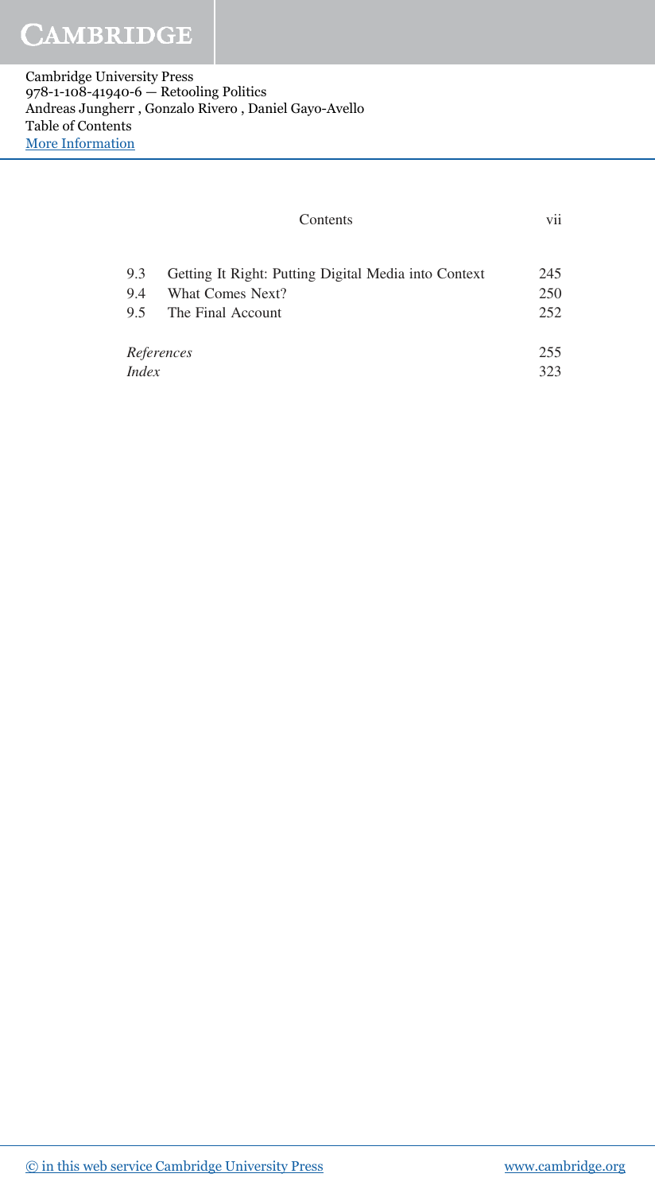| | | |
|---|---|---|
| 9.3 | Getting It Right: Putting Digital Media into Context | 245 |
| 9.4 | What Comes Next? | 250 |
| 9.5 | The Final Account | 252 |
| *References* | | 255 |
| *Index* | | 323 |